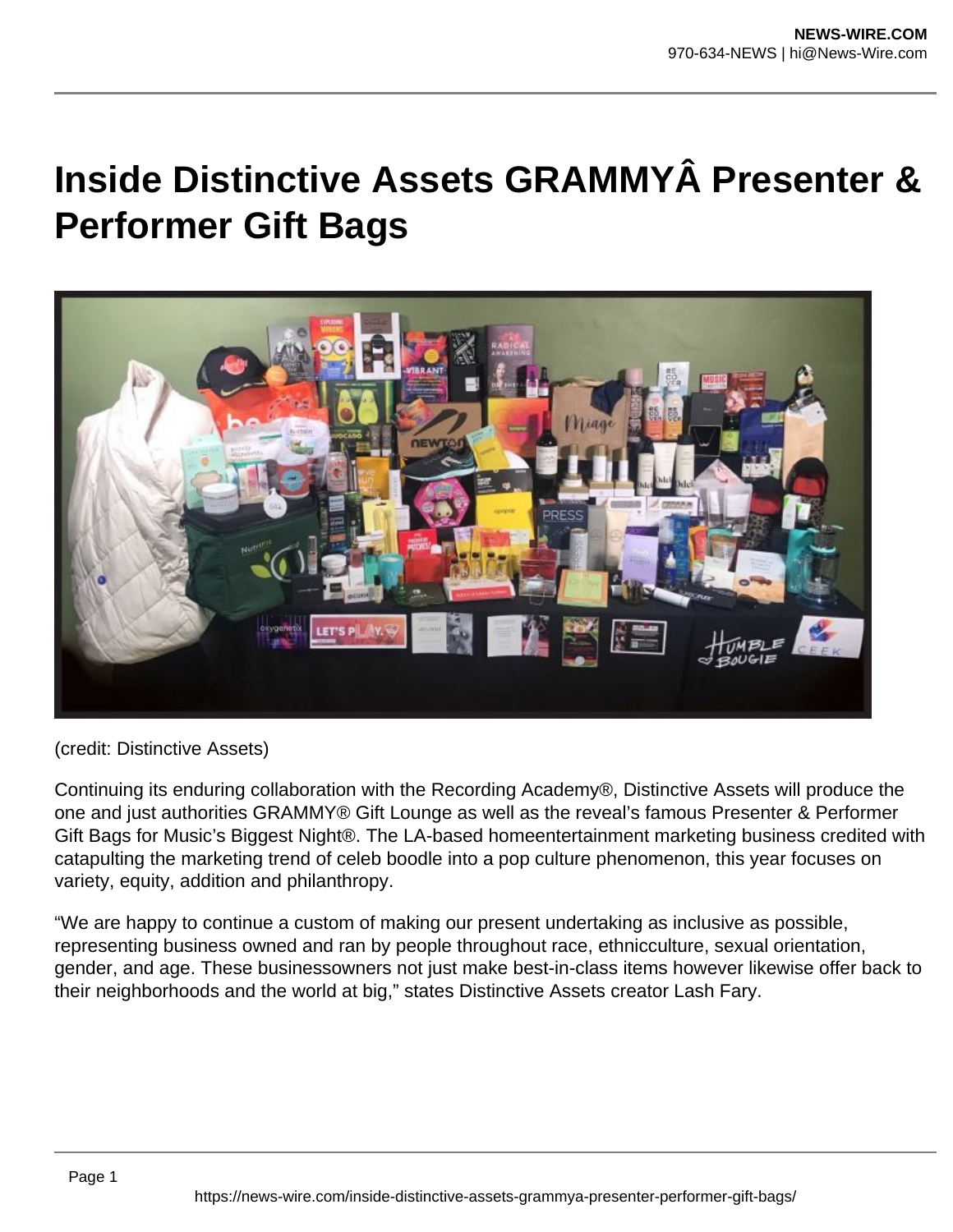# Inside Distinctive Assets GRAMMYÂ Presenter & Performer Gift Bags

(credit: Distinctive Assets)

Continuing its enduring collaboration with the Recording Academy®, Distinctive Assets will produce the one and just authorities GRAMMY® Gift Lounge as well as the reveal's famous Presenter & Performer Gift Bags for Music's Biggest Night®. The LA-based homeentertainment marketing business credited with catapulting the marketing trend of celeb boodle into a pop culture phenomenon, this year focuses on variety, equity, addition and philanthropy.

"We are happy to continue a custom of making our present undertaking as inclusive as possible, representing business owned and ran by people throughout race, ethnicculture, sexual orientation, gender, and age. These businessowners not just make best-in-class items however likewise offer back to their neighborhoods and the world at big," states Distinctive Assets creator Lash Fary.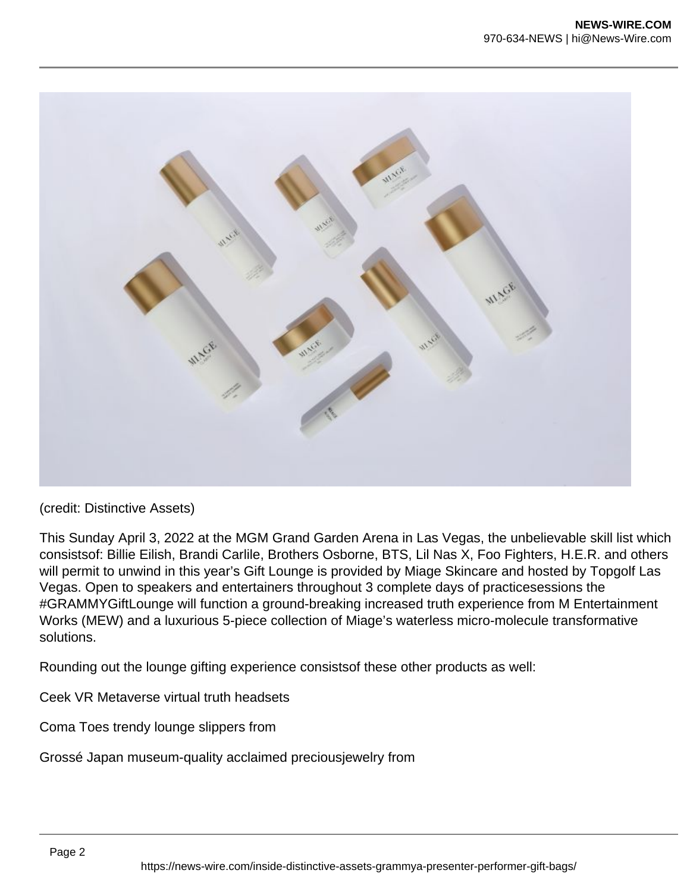(credit: Distinctive Assets)

This Sunday April 3, 2022 at the MGM Grand Garden Arena in Las Vegas, the unbelievable skill list which consistsof: Billie Eilish, Brandi Carlile, Brothers Osborne, BTS, Lil Nas X, Foo Fighters, H.E.R. and others will permit to unwind in this year's Gift Lounge is provided by Miage Skincare and hosted by Topgolf Las Vegas. Open to speakers and entertainers throughout 3 complete days of practicesessions the #GRAMMYGiftLounge will function a ground-breaking increased truth experience from M Entertainment Works (MEW) and a luxurious 5-piece collection of Miage's waterless micro-molecule transformative solutions.

Rounding out the lounge gifting experience consistsof these other products as well:

Ceek VR Metaverse virtual truth headsets

Coma Toes trendy lounge slippers from

Grossé Japan museum-quality acclaimed preciousjewelry from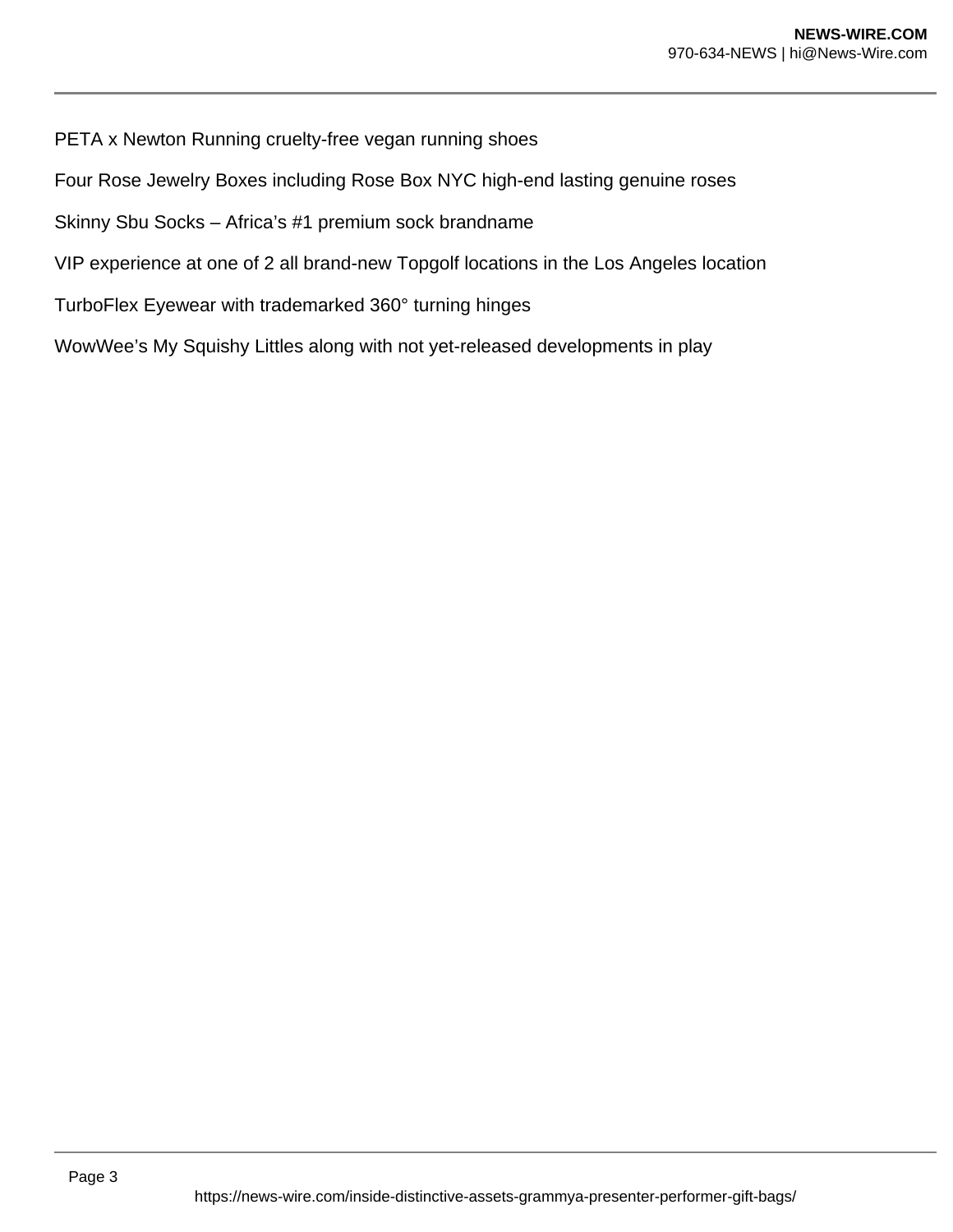PETA x Newton Running cruelty-free vegan running shoes

Four Rose Jewelry Boxes including Rose Box NYC high-end lasting genuine roses

Skinny Sbu Socks – Africa's #1 premium sock brandname

VIP experience at one of 2 all brand-new Topgolf locations in the Los Angeles location

TurboFlex Eyewear with trademarked 360° turning hinges

WowWee's My Squishy Littles along with not yet-released developments in play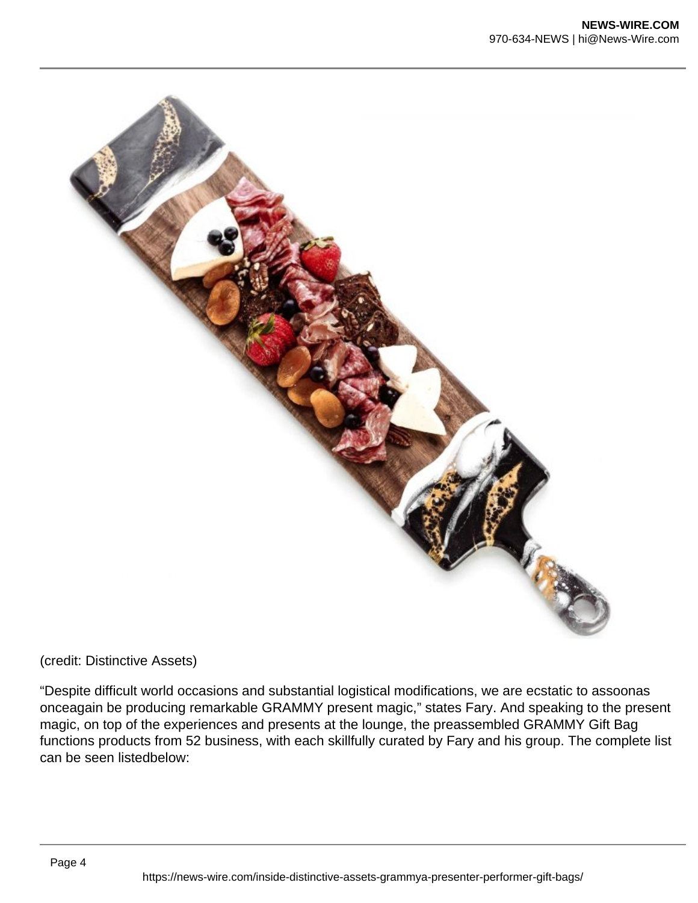(credit: Distinctive Assets)

“Despite difficult world occasions and substantial logistical modifications, we are ecstatic to assoonas onceagain be producing remarkable GRAMMY present magic,” states Fary. And speaking to the present magic, on top of the experiences and presents at the lounge, the preassembled GRAMMY Gift Bag functions products from 52 business, with each skillfully curated by Fary and his group. The complete list can be seen listedbelow: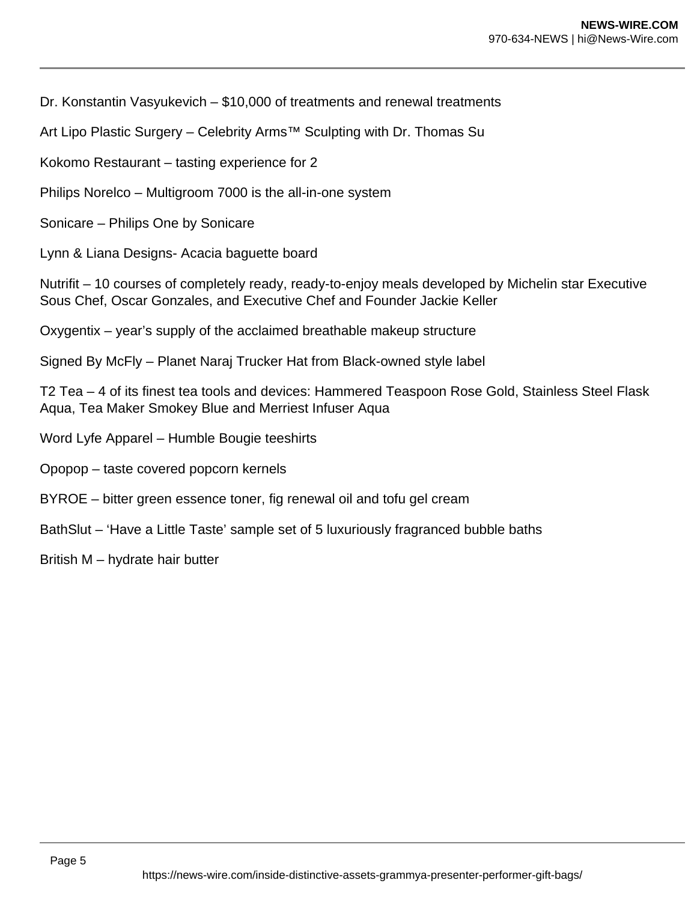Dr. Konstantin Vasyukevich – $10,000 of treatments and renewal treatments

Art Lipo Plastic Surgery – Celebrity Arms™ Sculpting with Dr. Thomas Su

Kokomo Restaurant – tasting experience for 2

Philips Norelco – Multigroom 7000 is the all-in-one system

Sonicare – Philips One by Sonicare

Lynn & Liana Designs- Acacia baguette board

Nutrifit – 10 courses of completely ready, ready-to-enjoy meals developed by Michelin star Executive Sous Chef, Oscar Gonzales, and Executive Chef and Founder Jackie Keller

Oxygentix – year's supply of the acclaimed breathable makeup structure

Signed By McFly – Planet Naraj Trucker Hat from Black-owned style label

T2 Tea – 4 of its finest tea tools and devices: Hammered Teaspoon Rose Gold, Stainless Steel Flask Aqua, Tea Maker Smokey Blue and Merriest Infuser Aqua

Word Lyfe Apparel – Humble Bougie teeshirts

Opopop – taste covered popcorn kernels

BYROE – bitter green essence toner, fig renewal oil and tofu gel cream

BathSlut – 'Have a Little Taste' sample set of 5 luxuriously fragranced bubble baths

British M – hydrate hair butter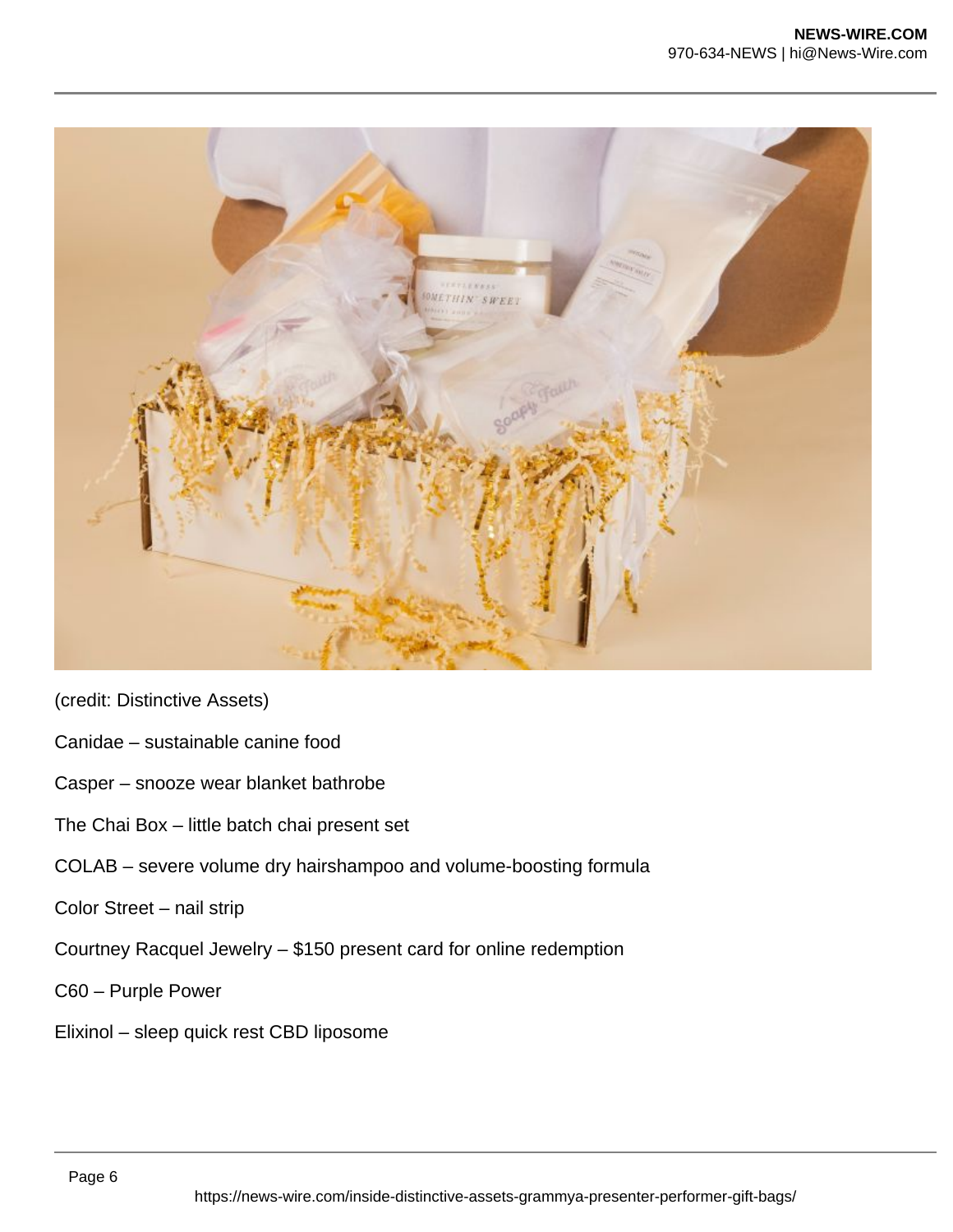(credit: Distinctive Assets)

Canidae – sustainable canine food

Casper – snooze wear blanket bathrobe

The Chai Box – little batch chai present set

COLAB – severe volume dry hairshampoo and volume-boosting formula

Color Street – nail strip

Courtney Racquel Jewelry – $150 present card for online redemption

C60 – Purple Power

Elixinol – sleep quick rest CBD liposome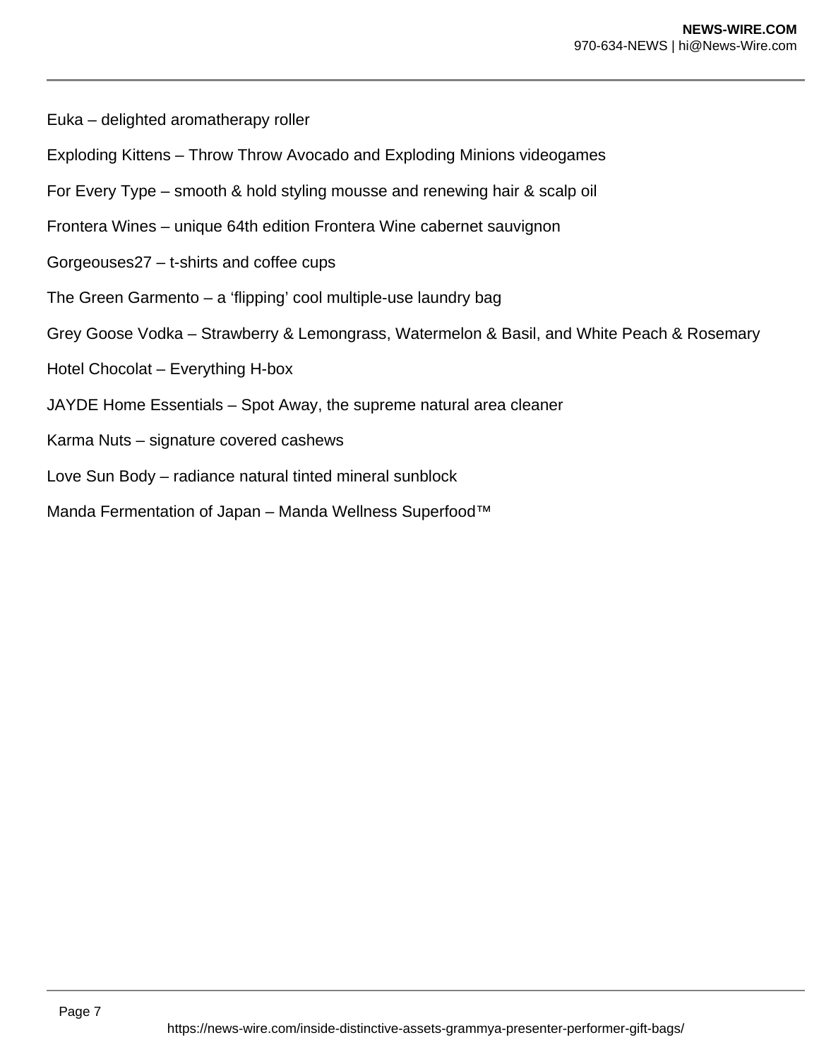Euka – delighted aromatherapy roller

Exploding Kittens – Throw Throw Avocado and Exploding Minions videogames

For Every Type – smooth & hold styling mousse and renewing hair & scalp oil

Frontera Wines – unique 64th edition Frontera Wine cabernet sauvignon

Gorgeouses27 – t-shirts and coffee cups

The Green Garmento – a 'flipping' cool multiple-use laundry bag

Grey Goose Vodka – Strawberry & Lemongrass, Watermelon & Basil, and White Peach & Rosemary

Hotel Chocolat – Everything H-box

JAYDE Home Essentials – Spot Away, the supreme natural area cleaner

Karma Nuts – signature covered cashews

Love Sun Body – radiance natural tinted mineral sunblock

Manda Fermentation of Japan – Manda Wellness Superfood™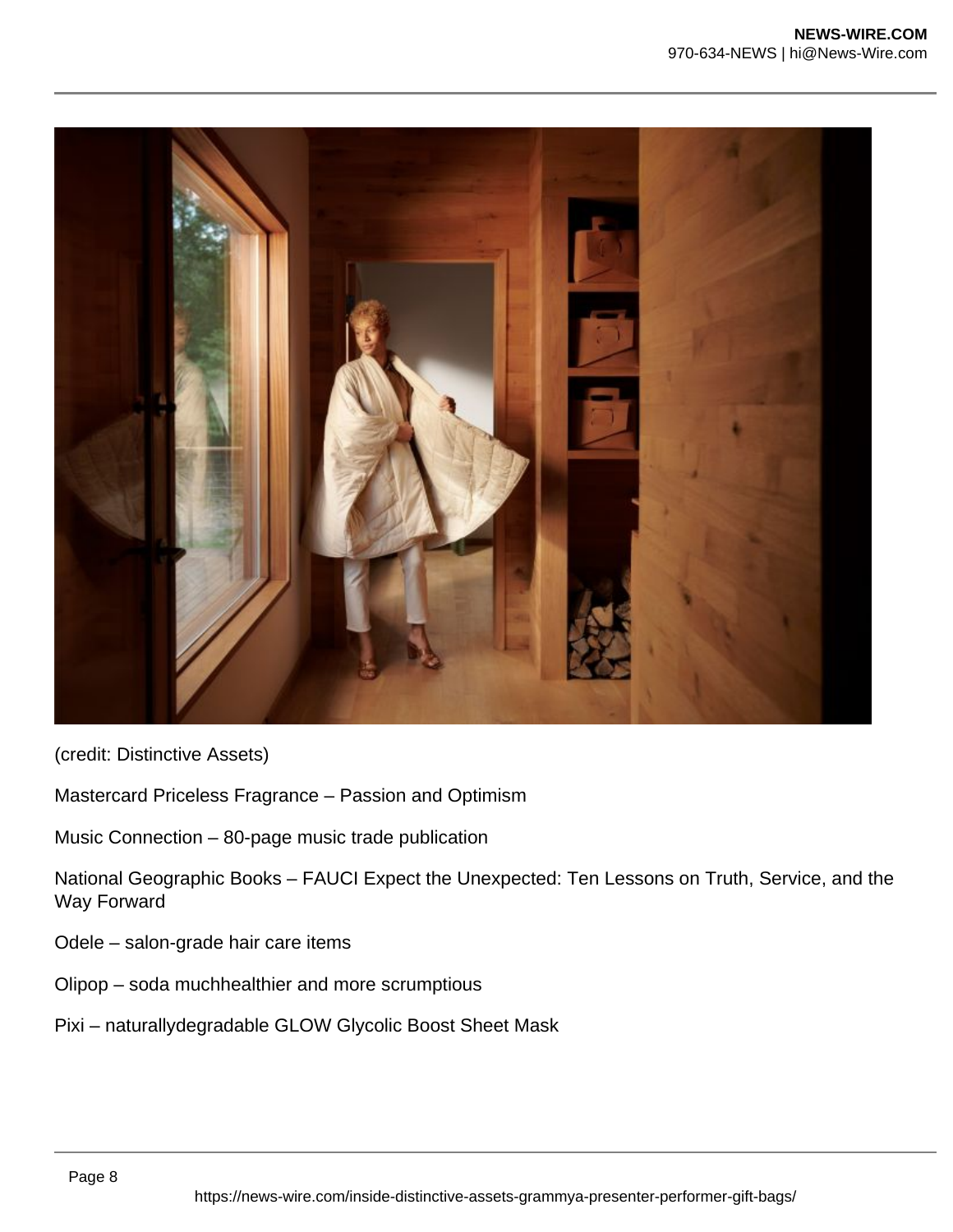(credit: Distinctive Assets)

Mastercard Priceless Fragrance – Passion and Optimism

Music Connection – 80-page music trade publication

National Geographic Books – FAUCI Expect the Unexpected: Ten Lessons on Truth, Service, and the Way Forward

Odele – salon-grade hair care items

Olipop – soda muchhealthier and more scrumptious

Pixi – naturallydegradable GLOW Glycolic Boost Sheet Mask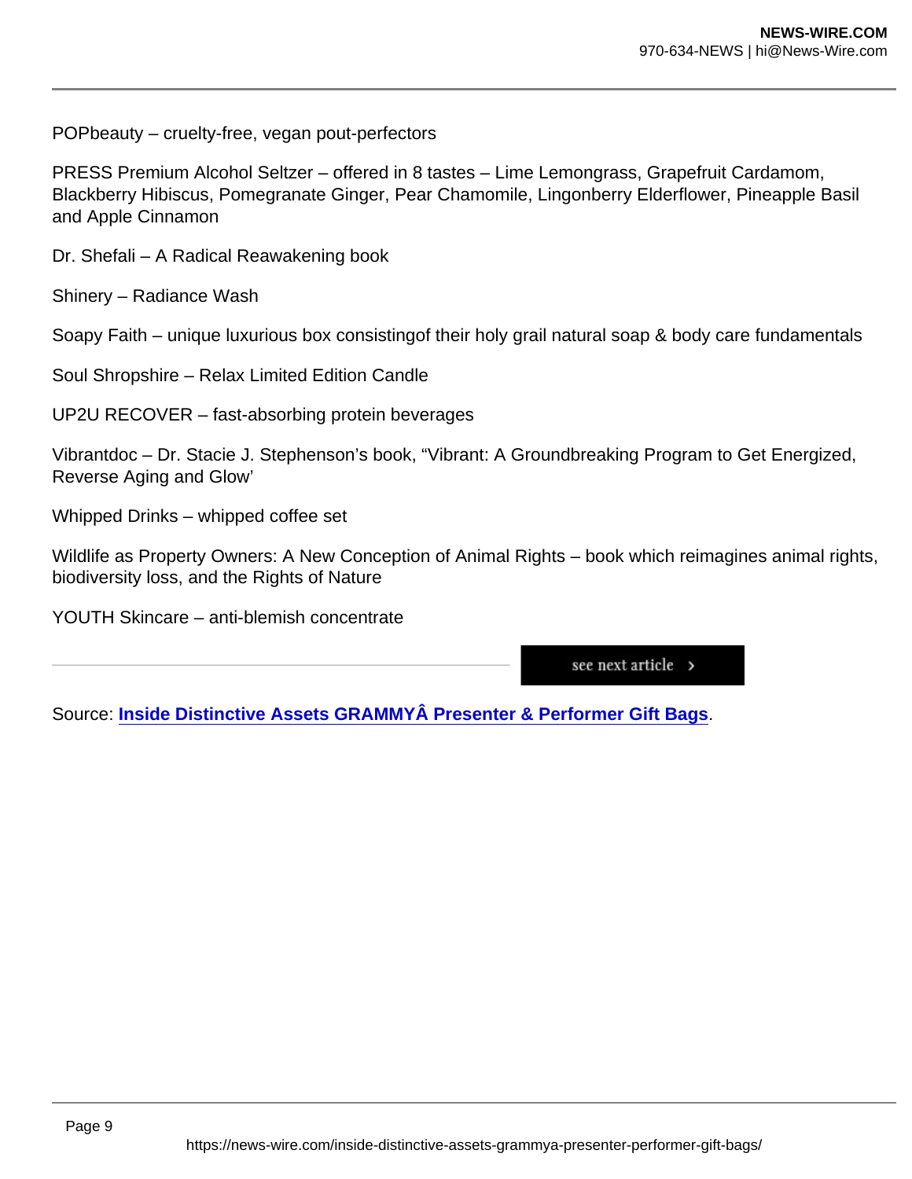POPbeauty – cruelty-free, vegan pout-perfectors

PRESS Premium Alcohol Seltzer – offered in 8 tastes – Lime Lemongrass, Grapefruit Cardamom, Blackberry Hibiscus, Pomegranate Ginger, Pear Chamomile, Lingonberry Elderflower, Pineapple Basil and Apple Cinnamon

Dr. Shefali – A Radical Reawakening book

Shinery – Radiance Wash

Soapy Faith – unique luxurious box consistingof their holy grail natural soap & body care fundamentals

Soul Shropshire – Relax Limited Edition Candle

UP2U RECOVER – fast-absorbing protein beverages

Vibrantdoc – Dr. Stacie J. Stephenson's book, "Vibrant: A Groundbreaking Program to Get Energized, Reverse Aging and Glow'

Whipped Drinks – whipped coffee set

Wildlife as Property Owners: A New Conception of Animal Rights – book which reimagines animal rights, biodiversity loss, and the Rights of Nature

YOUTH Skincare – anti-blemish concentrate

see next article ›

Source: **Inside Distinctive Assets GRAMMYÂ Presenter & Performer Gift Bags**.